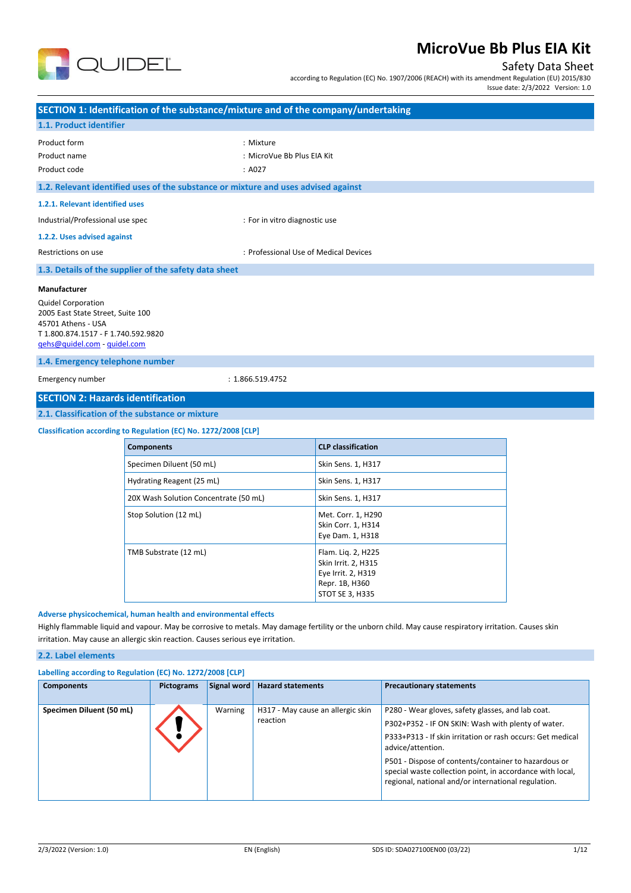# MicroVue Bb Plus EIA Kit

## Safety Data Sheet

according to Regulation (EC) No. 1907/2006 (REACH) with its amendment Regulation (EU) 2015/830

Issue date: 2/3/2022 Version: 1.0

## SECTION 1: Identification of the substance/mixture and of the company/undertaking

### 1.1. Product identifier

Product form : Mixture

Product name : MicroVue Bb Plus EIA Kit

Product code : A027

### 1.2. Relevant identified uses of the substance or mixture and uses advised against

#### 1.2.1. Relevant identified uses

Industrial/Professional use spec : For in vitro diagnostic use

#### 1.2.2. Uses advised against

Restrictions on use : Professional Use of Medical Devices

### 1.3. Details of the supplier of the safety data sheet

**Manufacturer**

Quidel Corporation
2005 East State Street, Suite 100
45701 Athens - USA
T 1.800.874.1517 - F 1.740.592.9820
qehs@quidel.com - quidel.com

### 1.4. Emergency telephone number

Emergency number : 1.866.519.4752

## SECTION 2: Hazards identification

### 2.1. Classification of the substance or mixture

**Classification according to Regulation (EC) No. 1272/2008 [CLP]**

| Components | CLP classification |
|---|---|
| Specimen Diluent (50 mL) | Skin Sens. 1, H317 |
| Hydrating Reagent (25 mL) | Skin Sens. 1, H317 |
| 20X Wash Solution Concentrate (50 mL) | Skin Sens. 1, H317 |
| Stop Solution (12 mL) | Met. Corr. 1, H290<br>Skin Corr. 1, H314<br>Eye Dam. 1, H318 |
| TMB Substrate (12 mL) | Flam. Liq. 2, H225<br>Skin Irrit. 2, H315<br>Eye Irrit. 2, H319<br>Repr. 1B, H360<br>STOT SE 3, H335 |

**Adverse physicochemical, human health and environmental effects**

Highly flammable liquid and vapour. May be corrosive to metals. May damage fertility or the unborn child. May cause respiratory irritation. Causes skin irritation. May cause an allergic skin reaction. Causes serious eye irritation.

### 2.2. Label elements

**Labelling according to Regulation (EC) No. 1272/2008 [CLP]**

| Components | Pictograms | Signal word | Hazard statements | Precautionary statements |
|---|---|---|---|---|
| **Specimen Diluent (50 mL)** | | Warning | H317 - May cause an allergic skin reaction | P280 - Wear gloves, safety glasses, and lab coat.<br>P302+P352 - IF ON SKIN: Wash with plenty of water.<br>P333+P313 - If skin irritation or rash occurs: Get medical advice/attention.<br>P501 - Dispose of contents/container to hazardous or special waste collection point, in accordance with local, regional, national and/or international regulation. |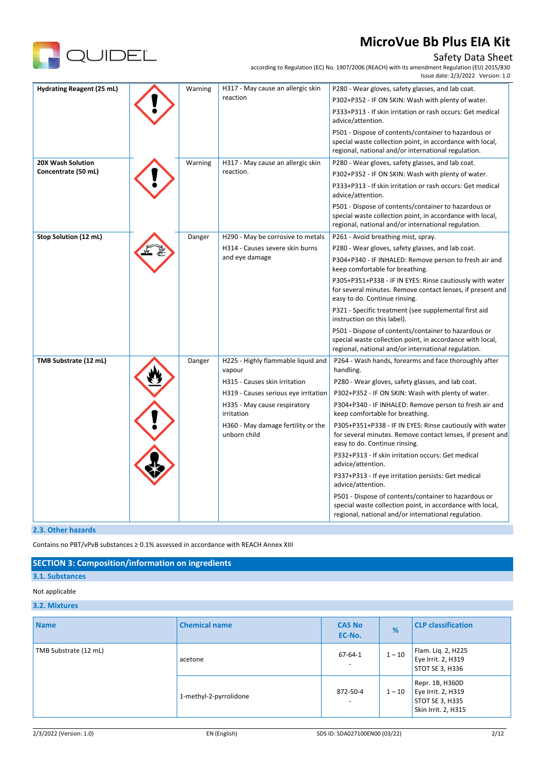| | | | | |
|---|---|---|---|---|
| **Hydrating Reagent (25 mL)** | | Warning | H317 - May cause an allergic skin reaction | P280 - Wear gloves, safety glasses, and lab coat.<br>P302+P352 - IF ON SKIN: Wash with plenty of water.<br>P333+P313 - If skin irritation or rash occurs: Get medical advice/attention.<br>P501 - Dispose of contents/container to hazardous or special waste collection point, in accordance with local, regional, national and/or international regulation. |
| **20X Wash Solution Concentrate (50 mL)** | | Warning | H317 - May cause an allergic skin reaction. | P280 - Wear gloves, safety glasses, and lab coat.<br>P302+P352 - IF ON SKIN: Wash with plenty of water.<br>P333+P313 - If skin irritation or rash occurs: Get medical advice/attention.<br>P501 - Dispose of contents/container to hazardous or special waste collection point, in accordance with local, regional, national and/or international regulation. |
| **Stop Solution (12 mL)** | | Danger | H290 - May be corrosive to metals<br>H314 - Causes severe skin burns and eye damage | P261 - Avoid breathing mist, spray.<br>P280 - Wear gloves, safety glasses, and lab coat.<br>P304+P340 - IF INHALED: Remove person to fresh air and keep comfortable for breathing.<br>P305+P351+P338 - IF IN EYES: Rinse cautiously with water for several minutes. Remove contact lenses, if present and easy to do. Continue rinsing.<br>P321 - Specific treatment (see supplemental first aid instruction on this label).<br>P501 - Dispose of contents/container to hazardous or special waste collection point, in accordance with local, regional, national and/or international regulation. |
| **TMB Substrate (12 mL)** | | Danger | H225 - Highly flammable liquid and vapour<br>H315 - Causes skin irritation<br>H319 - Causes serious eye irritation<br>H335 - May cause respiratory irritation<br>H360 - May damage fertility or the unborn child | P264 - Wash hands, forearms and face thoroughly after handling.<br>P280 - Wear gloves, safety glasses, and lab coat.<br>P302+P352 - IF ON SKIN: Wash with plenty of water.<br>P304+P340 - IF INHALED: Remove person to fresh air and keep comfortable for breathing.<br>P305+P351+P338 - IF IN EYES: Rinse cautiously with water for several minutes. Remove contact lenses, if present and easy to do. Continue rinsing.<br>P332+P313 - If skin irritation occurs: Get medical advice/attention.<br>P337+P313 - If eye irritation persists: Get medical advice/attention.<br>P501 - Dispose of contents/container to hazardous or special waste collection point, in accordance with local, regional, national and/or international regulation. |

### 2.3. Other hazards

Contains no PBT/vPvB substances ≥ 0.1% assessed in accordance with REACH Annex XIII

## SECTION 3: Composition/information on ingredients

### 3.1. Substances

Not applicable

### 3.2. Mixtures

| Name | Chemical name | CAS No<br>EC-No. | % | CLP classification |
|---|---|---|---|---|
| TMB Substrate (12 mL) | acetone | 67-64-1<br>- | 1 – 10 | Flam. Liq. 2, H225<br>Eye Irrit. 2, H319<br>STOT SE 3, H336 |
| | 1-methyl-2-pyrrolidone | 872-50-4<br>- | 1 – 10 | Repr. 1B, H360D<br>Eye Irrit. 2, H319<br>STOT SE 3, H335<br>Skin Irrit. 2, H315 |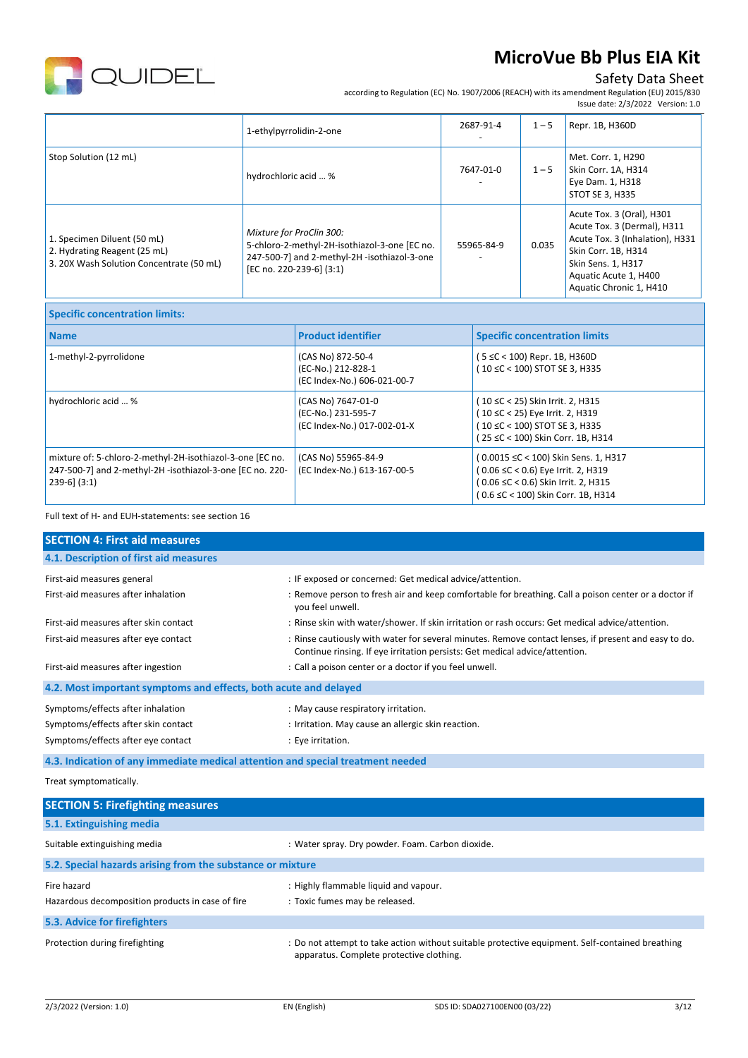|  | 1-ethylpyrrolidin-2-one | 2687-91-4<br>- | 1 – 5 | Repr. 1B, H360D |
|---|---|---|---|---|
| Stop Solution (12 mL) | hydrochloric acid ... % | 7647-01-0<br>- | 1 – 5 | Met. Corr. 1, H290<br>Skin Corr. 1A, H314<br>Eye Dam. 1, H318<br>STOT SE 3, H335 |
| 1. Specimen Diluent (50 mL)<br>2. Hydrating Reagent (25 mL)<br>3. 20X Wash Solution Concentrate (50 mL) | *Mixture for ProClin 300:*<br>5-chloro-2-methyl-2H-isothiazol-3-one [EC no. 247-500-7] and 2-methyl-2H -isothiazol-3-one [EC no. 220-239-6] (3:1) | 55965-84-9<br>- | 0.035 | Acute Tox. 3 (Oral), H301<br>Acute Tox. 3 (Dermal), H311<br>Acute Tox. 3 (Inhalation), H331<br>Skin Corr. 1B, H314<br>Skin Sens. 1, H317<br>Aquatic Acute 1, H400<br>Aquatic Chronic 1, H410 |

**Specific concentration limits:**

| Name | Product identifier | Specific concentration limits |
|---|---|---|
| 1-methyl-2-pyrrolidone | (CAS No) 872-50-4<br>(EC-No.) 212-828-1<br>(EC Index-No.) 606-021-00-7 | ( 5 ≤C < 100) Repr. 1B, H360D<br>( 10 ≤C < 100) STOT SE 3, H335 |
| hydrochloric acid ... % | (CAS No) 7647-01-0<br>(EC-No.) 231-595-7<br>(EC Index-No.) 017-002-01-X | ( 10 ≤C < 25) Skin Irrit. 2, H315<br>( 10 ≤C < 25) Eye Irrit. 2, H319<br>( 10 ≤C < 100) STOT SE 3, H335<br>( 25 ≤C < 100) Skin Corr. 1B, H314 |
| mixture of: 5-chloro-2-methyl-2H-isothiazol-3-one [EC no. 247-500-7] and 2-methyl-2H -isothiazol-3-one [EC no. 220-239-6] (3:1) | (CAS No) 55965-84-9<br>(EC Index-No.) 613-167-00-5 | ( 0.0015 ≤C < 100) Skin Sens. 1, H317<br>( 0.06 ≤C < 0.6) Eye Irrit. 2, H319<br>( 0.06 ≤C < 0.6) Skin Irrit. 2, H315<br>( 0.6 ≤C < 100) Skin Corr. 1B, H314 |

Full text of H- and EUH-statements: see section 16

## SECTION 4: First aid measures

### 4.1. Description of first aid measures

First-aid measures general : IF exposed or concerned: Get medical advice/attention.

First-aid measures after inhalation : Remove person to fresh air and keep comfortable for breathing. Call a poison center or a doctor if you feel unwell.

First-aid measures after skin contact : Rinse skin with water/shower. If skin irritation or rash occurs: Get medical advice/attention.

First-aid measures after eye contact : Rinse cautiously with water for several minutes. Remove contact lenses, if present and easy to do. Continue rinsing. If eye irritation persists: Get medical advice/attention.

First-aid measures after ingestion : Call a poison center or a doctor if you feel unwell.

### 4.2. Most important symptoms and effects, both acute and delayed

Symptoms/effects after inhalation : May cause respiratory irritation.

Symptoms/effects after skin contact : Irritation. May cause an allergic skin reaction.

Symptoms/effects after eye contact : Eye irritation.

### 4.3. Indication of any immediate medical attention and special treatment needed

Treat symptomatically.

## SECTION 5: Firefighting measures

### 5.1. Extinguishing media

Suitable extinguishing media : Water spray. Dry powder. Foam. Carbon dioxide.

### 5.2. Special hazards arising from the substance or mixture

Fire hazard : Highly flammable liquid and vapour.

Hazardous decomposition products in case of fire : Toxic fumes may be released.

### 5.3. Advice for firefighters

Protection during firefighting : Do not attempt to take action without suitable protective equipment. Self-contained breathing apparatus. Complete protective clothing.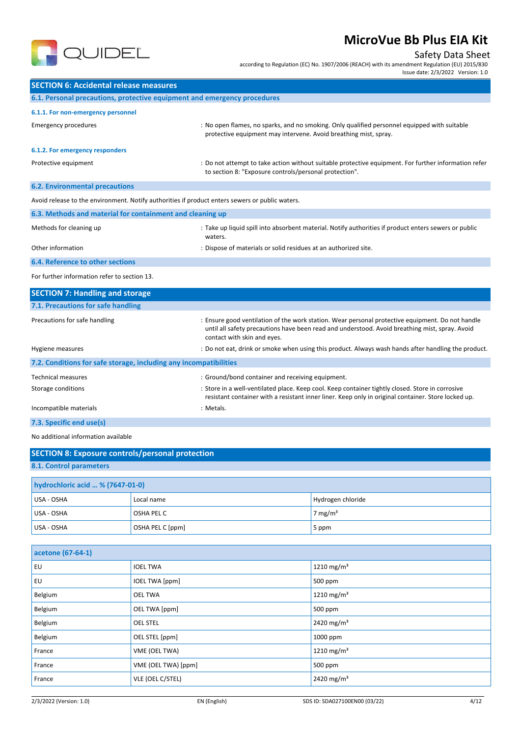## SECTION 6: Accidental release measures

### 6.1. Personal precautions, protective equipment and emergency procedures

#### 6.1.1. For non-emergency personnel

Emergency procedures : No open flames, no sparks, and no smoking. Only qualified personnel equipped with suitable protective equipment may intervene. Avoid breathing mist, spray.

#### 6.1.2. For emergency responders

Protective equipment : Do not attempt to take action without suitable protective equipment. For further information refer to section 8: "Exposure controls/personal protection".

### 6.2. Environmental precautions

Avoid release to the environment. Notify authorities if product enters sewers or public waters.

### 6.3. Methods and material for containment and cleaning up

Methods for cleaning up : Take up liquid spill into absorbent material. Notify authorities if product enters sewers or public waters.

Other information : Dispose of materials or solid residues at an authorized site.

### 6.4. Reference to other sections

For further information refer to section 13.

## SECTION 7: Handling and storage

### 7.1. Precautions for safe handling

Precautions for safe handling : Ensure good ventilation of the work station. Wear personal protective equipment. Do not handle until all safety precautions have been read and understood. Avoid breathing mist, spray. Avoid contact with skin and eyes.

Hygiene measures : Do not eat, drink or smoke when using this product. Always wash hands after handling the product.

### 7.2. Conditions for safe storage, including any incompatibilities

Technical measures : Ground/bond container and receiving equipment.

Storage conditions : Store in a well-ventilated place. Keep cool. Keep container tightly closed. Store in corrosive resistant container with a resistant inner liner. Keep only in original container. Store locked up.

Incompatible materials : Metals.

### 7.3. Specific end use(s)

No additional information available

## SECTION 8: Exposure controls/personal protection

### 8.1. Control parameters

| hydrochloric acid ... % (7647-01-0) | | |
|---|---|---|
| USA - OSHA | Local name | Hydrogen chloride |
| USA - OSHA | OSHA PEL C | 7 mg/m³ |
| USA - OSHA | OSHA PEL C [ppm] | 5 ppm |

| acetone (67-64-1) | | |
|---|---|---|
| EU | IOEL TWA | 1210 mg/m³ |
| EU | IOEL TWA [ppm] | 500 ppm |
| Belgium | OEL TWA | 1210 mg/m³ |
| Belgium | OEL TWA [ppm] | 500 ppm |
| Belgium | OEL STEL | 2420 mg/m³ |
| Belgium | OEL STEL [ppm] | 1000 ppm |
| France | VME (OEL TWA) | 1210 mg/m³ |
| France | VME (OEL TWA) [ppm] | 500 ppm |
| France | VLE (OEL C/STEL) | 2420 mg/m³ |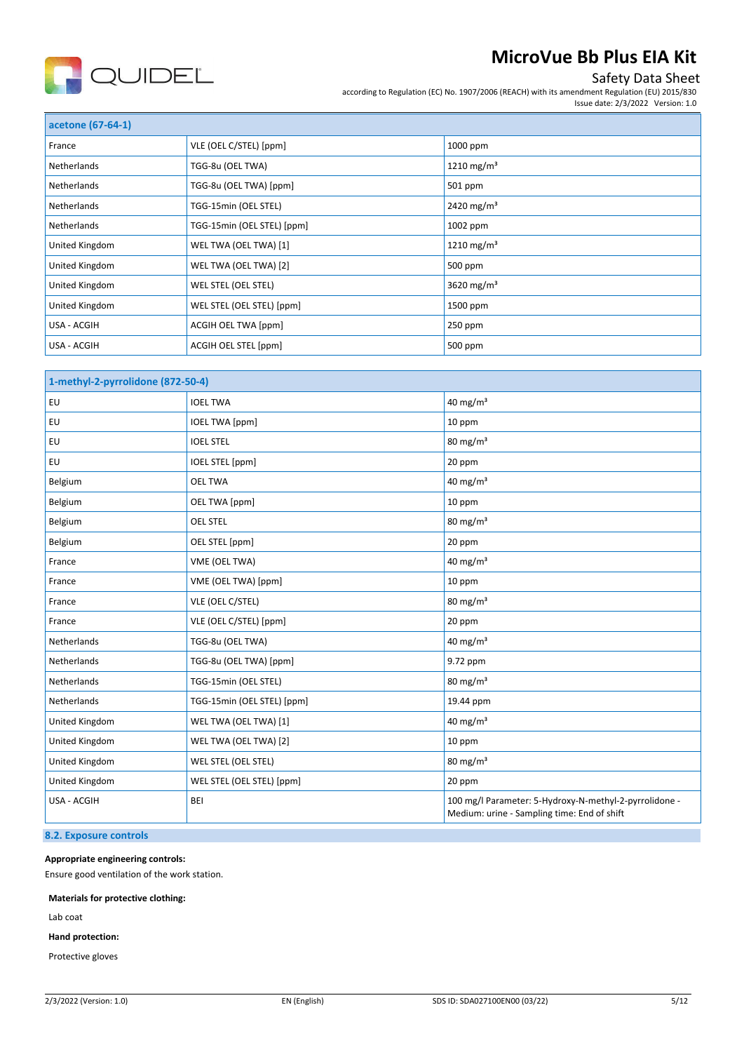| acetone (67-64-1) | | |
|---|---|---|
| France | VLE (OEL C/STEL) [ppm] | 1000 ppm |
| Netherlands | TGG-8u (OEL TWA) | 1210 mg/m³ |
| Netherlands | TGG-8u (OEL TWA) [ppm] | 501 ppm |
| Netherlands | TGG-15min (OEL STEL) | 2420 mg/m³ |
| Netherlands | TGG-15min (OEL STEL) [ppm] | 1002 ppm |
| United Kingdom | WEL TWA (OEL TWA) [1] | 1210 mg/m³ |
| United Kingdom | WEL TWA (OEL TWA) [2] | 500 ppm |
| United Kingdom | WEL STEL (OEL STEL) | 3620 mg/m³ |
| United Kingdom | WEL STEL (OEL STEL) [ppm] | 1500 ppm |
| USA - ACGIH | ACGIH OEL TWA [ppm] | 250 ppm |
| USA - ACGIH | ACGIH OEL STEL [ppm] | 500 ppm |

| 1-methyl-2-pyrrolidone (872-50-4) | | |
|---|---|---|
| EU | IOEL TWA | 40 mg/m³ |
| EU | IOEL TWA [ppm] | 10 ppm |
| EU | IOEL STEL | 80 mg/m³ |
| EU | IOEL STEL [ppm] | 20 ppm |
| Belgium | OEL TWA | 40 mg/m³ |
| Belgium | OEL TWA [ppm] | 10 ppm |
| Belgium | OEL STEL | 80 mg/m³ |
| Belgium | OEL STEL [ppm] | 20 ppm |
| France | VME (OEL TWA) | 40 mg/m³ |
| France | VME (OEL TWA) [ppm] | 10 ppm |
| France | VLE (OEL C/STEL) | 80 mg/m³ |
| France | VLE (OEL C/STEL) [ppm] | 20 ppm |
| Netherlands | TGG-8u (OEL TWA) | 40 mg/m³ |
| Netherlands | TGG-8u (OEL TWA) [ppm] | 9.72 ppm |
| Netherlands | TGG-15min (OEL STEL) | 80 mg/m³ |
| Netherlands | TGG-15min (OEL STEL) [ppm] | 19.44 ppm |
| United Kingdom | WEL TWA (OEL TWA) [1] | 40 mg/m³ |
| United Kingdom | WEL TWA (OEL TWA) [2] | 10 ppm |
| United Kingdom | WEL STEL (OEL STEL) | 80 mg/m³ |
| United Kingdom | WEL STEL (OEL STEL) [ppm] | 20 ppm |
| USA - ACGIH | BEI | 100 mg/l Parameter: 5-Hydroxy-N-methyl-2-pyrrolidone - Medium: urine - Sampling time: End of shift |

## 8.2. Exposure controls

**Appropriate engineering controls:**

Ensure good ventilation of the work station.

**Materials for protective clothing:**

Lab coat

**Hand protection:**

Protective gloves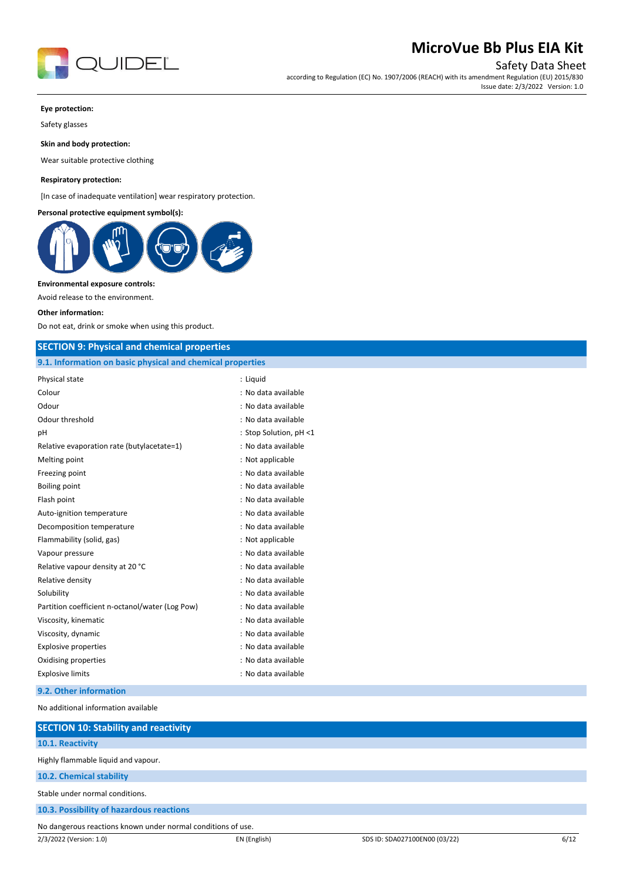**Eye protection:**

Safety glasses

**Skin and body protection:**

Wear suitable protective clothing

**Respiratory protection:**

[In case of inadequate ventilation] wear respiratory protection.

**Personal protective equipment symbol(s):**

**Environmental exposure controls:**

Avoid release to the environment.

**Other information:**

Do not eat, drink or smoke when using this product.

## SECTION 9: Physical and chemical properties

### 9.1. Information on basic physical and chemical properties

| | |
|---|---|
| Physical state | : Liquid |
| Colour | : No data available |
| Odour | : No data available |
| Odour threshold | : No data available |
| pH | : Stop Solution, pH <1 |
| Relative evaporation rate (butylacetate=1) | : No data available |
| Melting point | : Not applicable |
| Freezing point | : No data available |
| Boiling point | : No data available |
| Flash point | : No data available |
| Auto-ignition temperature | : No data available |
| Decomposition temperature | : No data available |
| Flammability (solid, gas) | : Not applicable |
| Vapour pressure | : No data available |
| Relative vapour density at 20 °C | : No data available |
| Relative density | : No data available |
| Solubility | : No data available |
| Partition coefficient n-octanol/water (Log Pow) | : No data available |
| Viscosity, kinematic | : No data available |
| Viscosity, dynamic | : No data available |
| Explosive properties | : No data available |
| Oxidising properties | : No data available |
| Explosive limits | : No data available |

### 9.2. Other information

No additional information available

## SECTION 10: Stability and reactivity

### 10.1. Reactivity

Highly flammable liquid and vapour.

### 10.2. Chemical stability

Stable under normal conditions.

### 10.3. Possibility of hazardous reactions

No dangerous reactions known under normal conditions of use.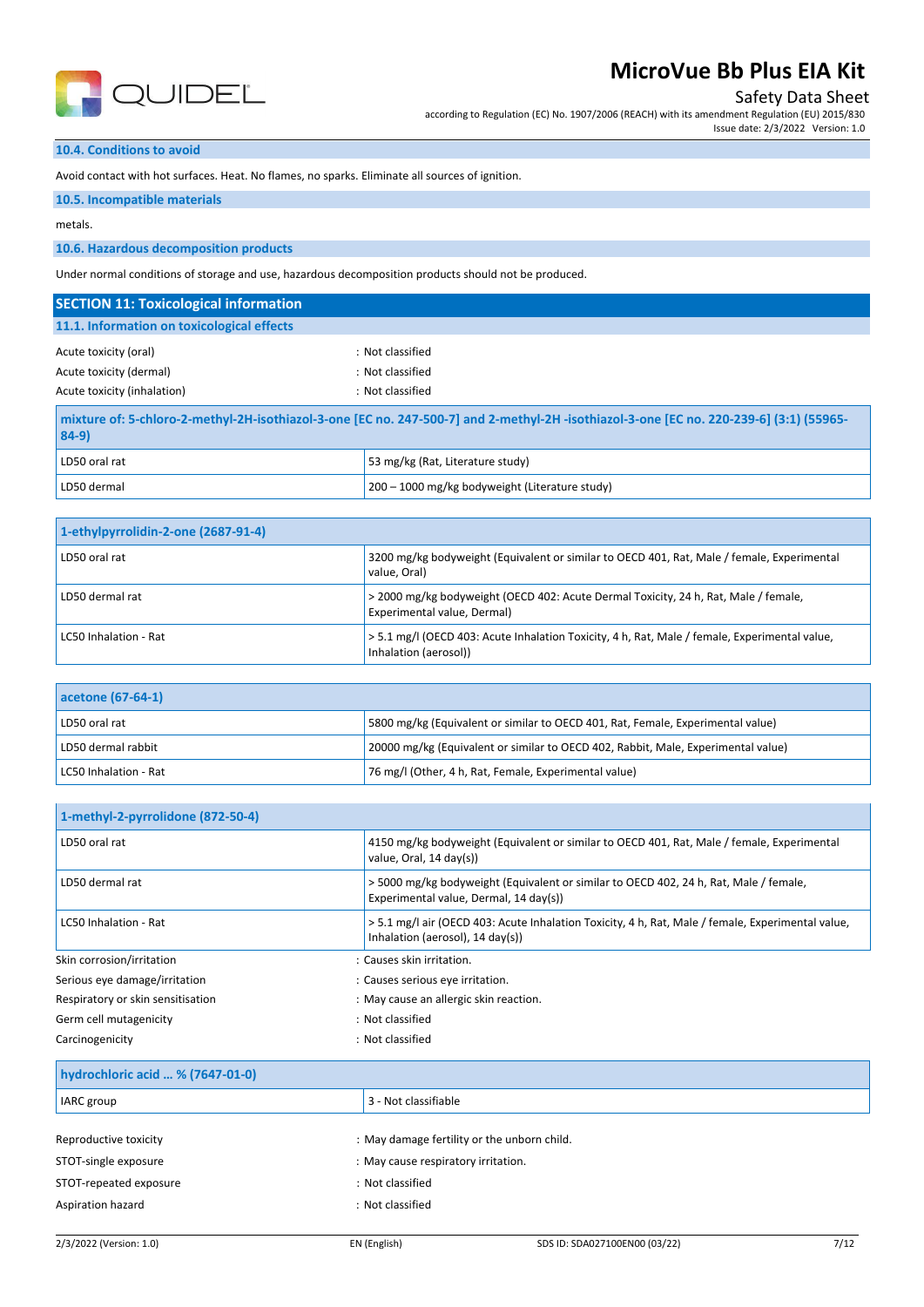### 10.4. Conditions to avoid

Avoid contact with hot surfaces. Heat. No flames, no sparks. Eliminate all sources of ignition.

### 10.5. Incompatible materials

metals.

### 10.6. Hazardous decomposition products

Under normal conditions of storage and use, hazardous decomposition products should not be produced.

## SECTION 11: Toxicological information

### 11.1. Information on toxicological effects

Acute toxicity (oral) : Not classified

Acute toxicity (dermal) : Not classified

Acute toxicity (inhalation) : Not classified

| mixture of: 5-chloro-2-methyl-2H-isothiazol-3-one [EC no. 247-500-7] and 2-methyl-2H -isothiazol-3-one [EC no. 220-239-6] (3:1) (55965-84-9) | |
|---|---|
| LD50 oral rat | 53 mg/kg (Rat, Literature study) |
| LD50 dermal | 200 – 1000 mg/kg bodyweight (Literature study) |

| 1-ethylpyrrolidin-2-one (2687-91-4) | |
|---|---|
| LD50 oral rat | 3200 mg/kg bodyweight (Equivalent or similar to OECD 401, Rat, Male / female, Experimental value, Oral) |
| LD50 dermal rat | > 2000 mg/kg bodyweight (OECD 402: Acute Dermal Toxicity, 24 h, Rat, Male / female, Experimental value, Dermal) |
| LC50 Inhalation - Rat | > 5.1 mg/l (OECD 403: Acute Inhalation Toxicity, 4 h, Rat, Male / female, Experimental value, Inhalation (aerosol)) |

| acetone (67-64-1) | |
|---|---|
| LD50 oral rat | 5800 mg/kg (Equivalent or similar to OECD 401, Rat, Female, Experimental value) |
| LD50 dermal rabbit | 20000 mg/kg (Equivalent or similar to OECD 402, Rabbit, Male, Experimental value) |
| LC50 Inhalation - Rat | 76 mg/l (Other, 4 h, Rat, Female, Experimental value) |

| 1-methyl-2-pyrrolidone (872-50-4) | |
|---|---|
| LD50 oral rat | 4150 mg/kg bodyweight (Equivalent or similar to OECD 401, Rat, Male / female, Experimental value, Oral, 14 day(s)) |
| LD50 dermal rat | > 5000 mg/kg bodyweight (Equivalent or similar to OECD 402, 24 h, Rat, Male / female, Experimental value, Dermal, 14 day(s)) |
| LC50 Inhalation - Rat | > 5.1 mg/l air (OECD 403: Acute Inhalation Toxicity, 4 h, Rat, Male / female, Experimental value, Inhalation (aerosol), 14 day(s)) |

Skin corrosion/irritation : Causes skin irritation.

Serious eye damage/irritation : Causes serious eye irritation.

Respiratory or skin sensitisation : May cause an allergic skin reaction.

Germ cell mutagenicity : Not classified

Carcinogenicity : Not classified

| hydrochloric acid ... % (7647-01-0) | |
|---|---|
| IARC group | 3 - Not classifiable |

Reproductive toxicity : May damage fertility or the unborn child.

STOT-single exposure : May cause respiratory irritation.

STOT-repeated exposure : Not classified

Aspiration hazard : Not classified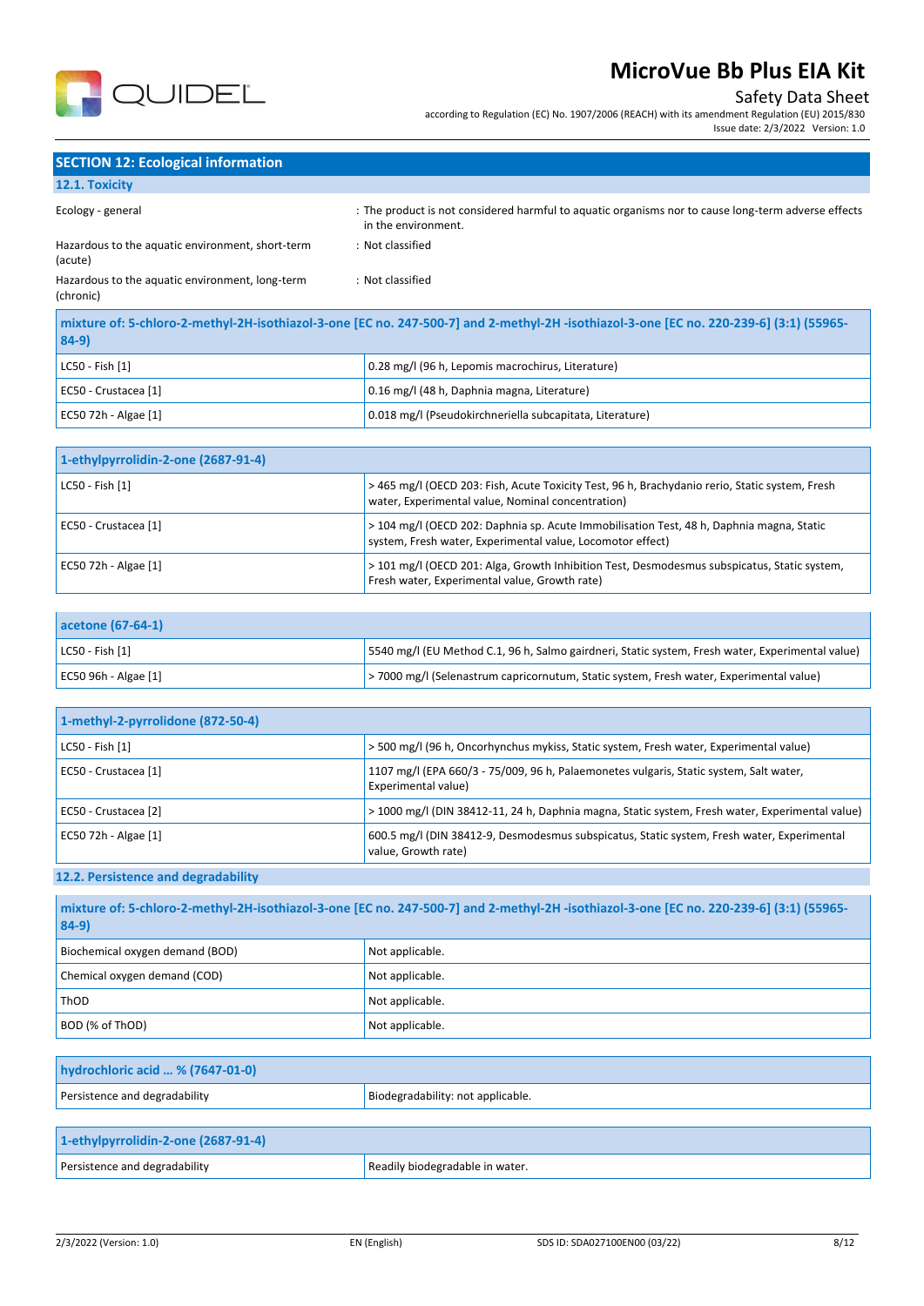## SECTION 12: Ecological information

### 12.1. Toxicity

| | |
|---|---|
| Ecology - general | : The product is not considered harmful to aquatic organisms nor to cause long-term adverse effects in the environment. |
| Hazardous to the aquatic environment, short-term (acute) | : Not classified |
| Hazardous to the aquatic environment, long-term (chronic) | : Not classified |

| mixture of: 5-chloro-2-methyl-2H-isothiazol-3-one [EC no. 247-500-7] and 2-methyl-2H -isothiazol-3-one [EC no. 220-239-6] (3:1) (55965-84-9) | |
|---|---|
| LC50 - Fish [1] | 0.28 mg/l (96 h, Lepomis macrochirus, Literature) |
| EC50 - Crustacea [1] | 0.16 mg/l (48 h, Daphnia magna, Literature) |
| EC50 72h - Algae [1] | 0.018 mg/l (Pseudokirchneriella subcapitata, Literature) |

| 1-ethylpyrrolidin-2-one (2687-91-4) | |
|---|---|
| LC50 - Fish [1] | > 465 mg/l (OECD 203: Fish, Acute Toxicity Test, 96 h, Brachydanio rerio, Static system, Fresh water, Experimental value, Nominal concentration) |
| EC50 - Crustacea [1] | > 104 mg/l (OECD 202: Daphnia sp. Acute Immobilisation Test, 48 h, Daphnia magna, Static system, Fresh water, Experimental value, Locomotor effect) |
| EC50 72h - Algae [1] | > 101 mg/l (OECD 201: Alga, Growth Inhibition Test, Desmodesmus subspicatus, Static system, Fresh water, Experimental value, Growth rate) |

| acetone (67-64-1) | |
|---|---|
| LC50 - Fish [1] | 5540 mg/l (EU Method C.1, 96 h, Salmo gairdneri, Static system, Fresh water, Experimental value) |
| EC50 96h - Algae [1] | > 7000 mg/l (Selenastrum capricornutum, Static system, Fresh water, Experimental value) |

| 1-methyl-2-pyrrolidone (872-50-4) | |
|---|---|
| LC50 - Fish [1] | > 500 mg/l (96 h, Oncorhynchus mykiss, Static system, Fresh water, Experimental value) |
| EC50 - Crustacea [1] | 1107 mg/l (EPA 660/3 - 75/009, 96 h, Palaemonetes vulgaris, Static system, Salt water, Experimental value) |
| EC50 - Crustacea [2] | > 1000 mg/l (DIN 38412-11, 24 h, Daphnia magna, Static system, Fresh water, Experimental value) |
| EC50 72h - Algae [1] | 600.5 mg/l (DIN 38412-9, Desmodesmus subspicatus, Static system, Fresh water, Experimental value, Growth rate) |

### 12.2. Persistence and degradability

| mixture of: 5-chloro-2-methyl-2H-isothiazol-3-one [EC no. 247-500-7] and 2-methyl-2H -isothiazol-3-one [EC no. 220-239-6] (3:1) (55965-84-9) | |
|---|---|
| Biochemical oxygen demand (BOD) | Not applicable. |
| Chemical oxygen demand (COD) | Not applicable. |
| ThOD | Not applicable. |
| BOD (% of ThOD) | Not applicable. |

| hydrochloric acid … % (7647-01-0) | |
|---|---|
| Persistence and degradability | Biodegradability: not applicable. |

| 1-ethylpyrrolidin-2-one (2687-91-4) | |
|---|---|
| Persistence and degradability | Readily biodegradable in water. |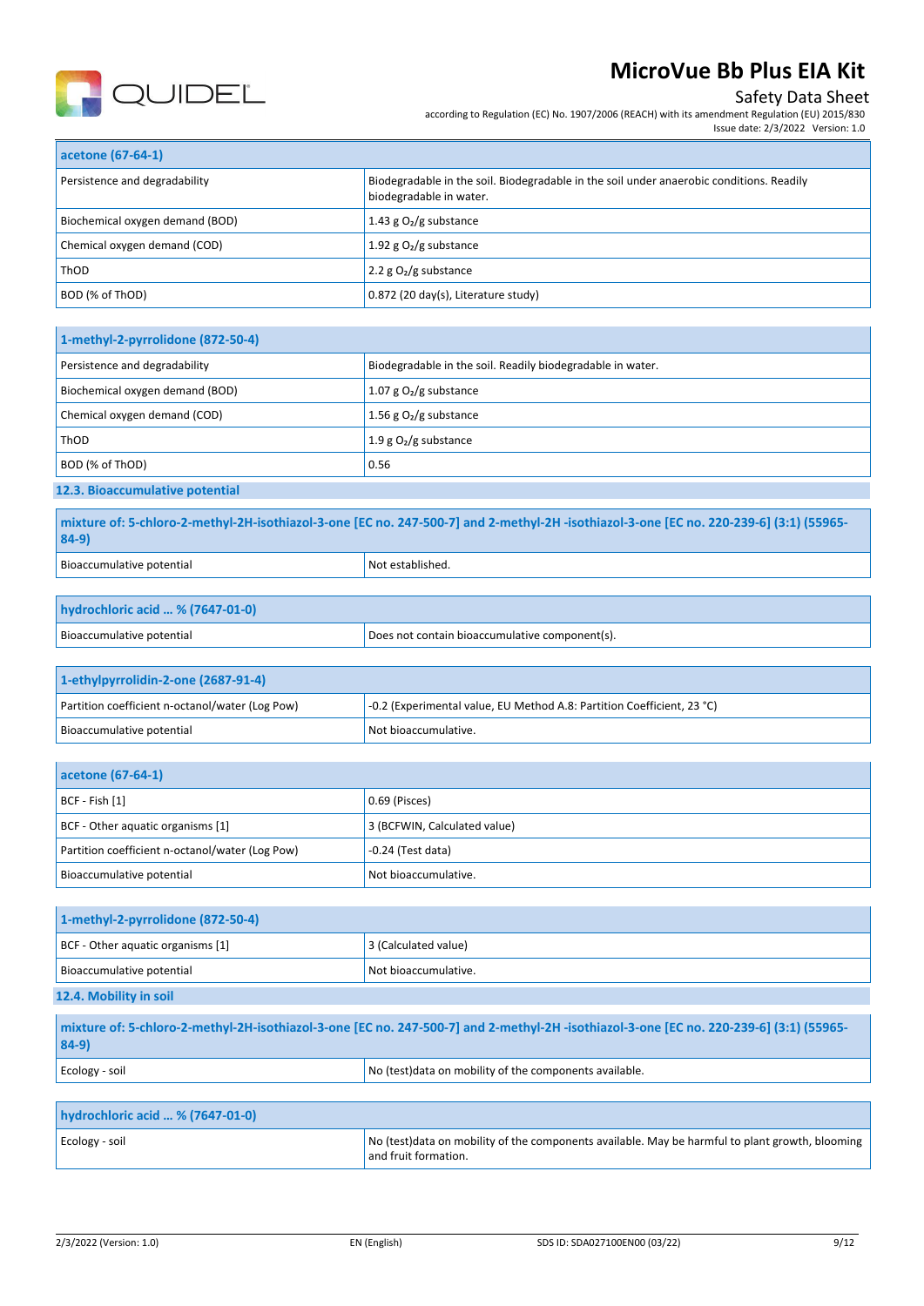| acetone (67-64-1) | |
|---|---|
| Persistence and degradability | Biodegradable in the soil. Biodegradable in the soil under anaerobic conditions. Readily biodegradable in water. |
| Biochemical oxygen demand (BOD) | 1.43 g $O_2$/g substance |
| Chemical oxygen demand (COD) | 1.92 g $O_2$/g substance |
| ThOD | 2.2 g $O_2$/g substance |
| BOD (% of ThOD) | 0.872 (20 day(s), Literature study) |

| 1-methyl-2-pyrrolidone (872-50-4) | |
|---|---|
| Persistence and degradability | Biodegradable in the soil. Readily biodegradable in water. |
| Biochemical oxygen demand (BOD) | 1.07 g $O_2$/g substance |
| Chemical oxygen demand (COD) | 1.56 g $O_2$/g substance |
| ThOD | 1.9 g $O_2$/g substance |
| BOD (% of ThOD) | 0.56 |

### 12.3. Bioaccumulative potential

| mixture of: 5-chloro-2-methyl-2H-isothiazol-3-one [EC no. 247-500-7] and 2-methyl-2H -isothiazol-3-one [EC no. 220-239-6] (3:1) (55965-84-9) | |
|---|---|
| Bioaccumulative potential | Not established. |

| hydrochloric acid … % (7647-01-0) | |
|---|---|
| Bioaccumulative potential | Does not contain bioaccumulative component(s). |

| 1-ethylpyrrolidin-2-one (2687-91-4) | |
|---|---|
| Partition coefficient n-octanol/water (Log Pow) | -0.2 (Experimental value, EU Method A.8: Partition Coefficient, 23 °C) |
| Bioaccumulative potential | Not bioaccumulative. |

| acetone (67-64-1) | |
|---|---|
| BCF - Fish [1] | 0.69 (Pisces) |
| BCF - Other aquatic organisms [1] | 3 (BCFWIN, Calculated value) |
| Partition coefficient n-octanol/water (Log Pow) | -0.24 (Test data) |
| Bioaccumulative potential | Not bioaccumulative. |

| 1-methyl-2-pyrrolidone (872-50-4) | |
|---|---|
| BCF - Other aquatic organisms [1] | 3 (Calculated value) |
| Bioaccumulative potential | Not bioaccumulative. |

### 12.4. Mobility in soil

| mixture of: 5-chloro-2-methyl-2H-isothiazol-3-one [EC no. 247-500-7] and 2-methyl-2H -isothiazol-3-one [EC no. 220-239-6] (3:1) (55965-84-9) | |
|---|---|
| Ecology - soil | No (test)data on mobility of the components available. |

| hydrochloric acid … % (7647-01-0) | |
|---|---|
| Ecology - soil | No (test)data on mobility of the components available. May be harmful to plant growth, blooming and fruit formation. |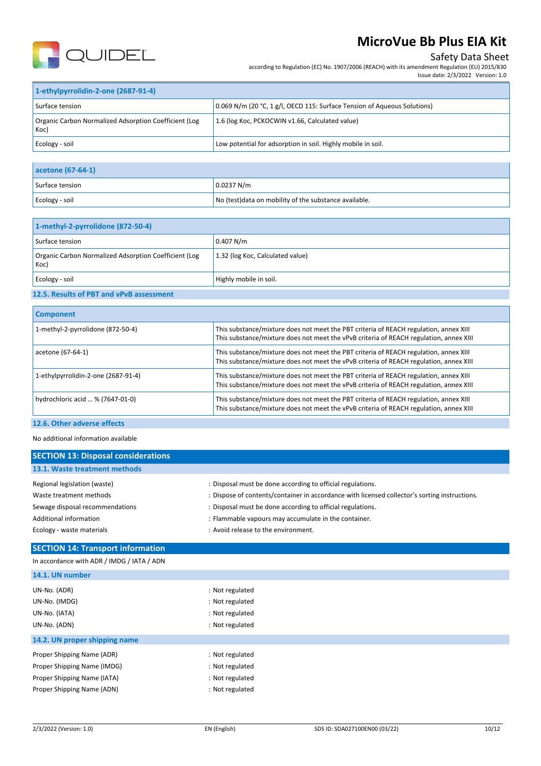| 1-ethylpyrrolidin-2-one (2687-91-4) | |
|---|---|
| Surface tension | 0.069 N/m (20 °C, 1 g/l, OECD 115: Surface Tension of Aqueous Solutions) |
| Organic Carbon Normalized Adsorption Coefficient (Log Koc) | 1.6 (log Koc, PCKOCWIN v1.66, Calculated value) |
| Ecology - soil | Low potential for adsorption in soil. Highly mobile in soil. |

| acetone (67-64-1) | |
|---|---|
| Surface tension | 0.0237 N/m |
| Ecology - soil | No (test)data on mobility of the substance available. |

| 1-methyl-2-pyrrolidone (872-50-4) | |
|---|---|
| Surface tension | 0.407 N/m |
| Organic Carbon Normalized Adsorption Coefficient (Log Koc) | 1.32 (log Koc, Calculated value) |
| Ecology - soil | Highly mobile in soil. |

### 12.5. Results of PBT and vPvB assessment

| Component | |
|---|---|
| 1-methyl-2-pyrrolidone (872-50-4) | This substance/mixture does not meet the PBT criteria of REACH regulation, annex XIII<br>This substance/mixture does not meet the vPvB criteria of REACH regulation, annex XIII |
| acetone (67-64-1) | This substance/mixture does not meet the PBT criteria of REACH regulation, annex XIII<br>This substance/mixture does not meet the vPvB criteria of REACH regulation, annex XIII |
| 1-ethylpyrrolidin-2-one (2687-91-4) | This substance/mixture does not meet the PBT criteria of REACH regulation, annex XIII<br>This substance/mixture does not meet the vPvB criteria of REACH regulation, annex XIII |
| hydrochloric acid … % (7647-01-0) | This substance/mixture does not meet the PBT criteria of REACH regulation, annex XIII<br>This substance/mixture does not meet the vPvB criteria of REACH regulation, annex XIII |

### 12.6. Other adverse effects

No additional information available

## SECTION 13: Disposal considerations

### 13.1. Waste treatment methods

Regional legislation (waste) : Disposal must be done according to official regulations.

Waste treatment methods : Dispose of contents/container in accordance with licensed collector's sorting instructions.

Sewage disposal recommendations : Disposal must be done according to official regulations.

Additional information : Flammable vapours may accumulate in the container.

Ecology - waste materials : Avoid release to the environment.

## SECTION 14: Transport information

In accordance with ADR / IMDG / IATA / ADN

### 14.1. UN number

UN-No. (ADR) : Not regulated

UN-No. (IMDG) : Not regulated

UN-No. (IATA) : Not regulated

UN-No. (ADN) : Not regulated

### 14.2. UN proper shipping name

Proper Shipping Name (ADR) : Not regulated

Proper Shipping Name (IMDG) : Not regulated

Proper Shipping Name (IATA) : Not regulated

Proper Shipping Name (ADN) : Not regulated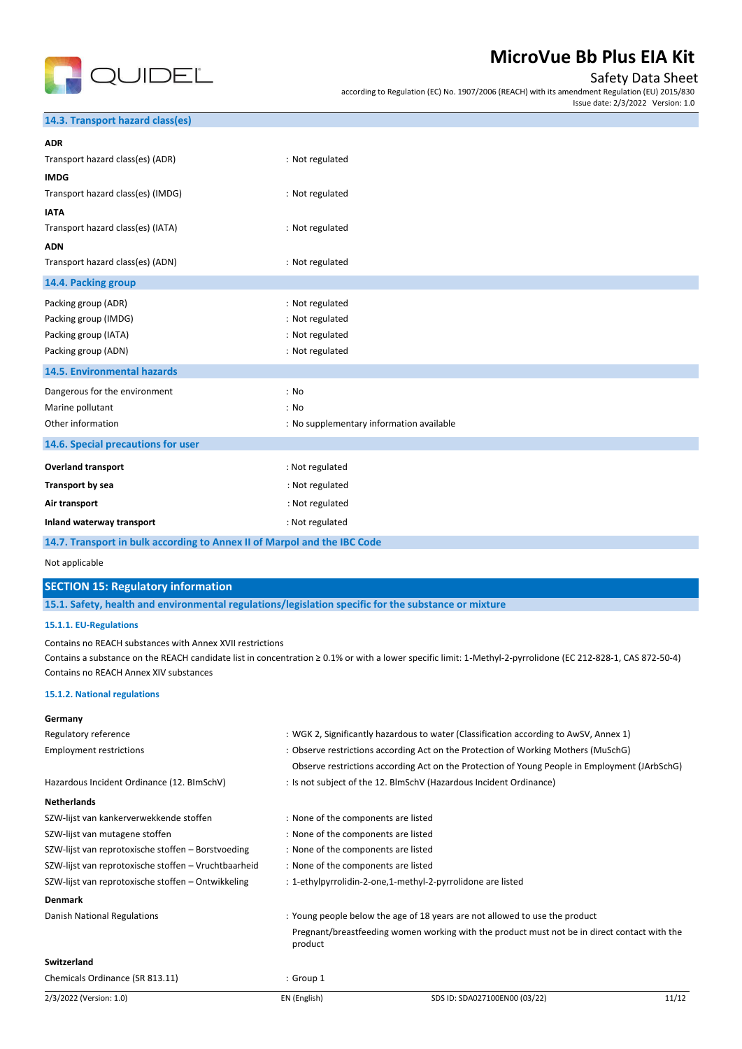### 14.3. Transport hazard class(es)

**ADR**

| | |
|---|---|
| Transport hazard class(es) (ADR) | : Not regulated |

**IMDG**

| | |
|---|---|
| Transport hazard class(es) (IMDG) | : Not regulated |

**IATA**

| | |
|---|---|
| Transport hazard class(es) (IATA) | : Not regulated |

**ADN**

| | |
|---|---|
| Transport hazard class(es) (ADN) | : Not regulated |

### 14.4. Packing group

| | |
|---|---|
| Packing group (ADR) | : Not regulated |
| Packing group (IMDG) | : Not regulated |
| Packing group (IATA) | : Not regulated |
| Packing group (ADN) | : Not regulated |

### 14.5. Environmental hazards

| | |
|---|---|
| Dangerous for the environment | : No |
| Marine pollutant | : No |
| Other information | : No supplementary information available |

### 14.6. Special precautions for user

| | |
|---|---|
| **Overland transport** | : Not regulated |
| **Transport by sea** | : Not regulated |
| **Air transport** | : Not regulated |
| **Inland waterway transport** | : Not regulated |

### 14.7. Transport in bulk according to Annex II of Marpol and the IBC Code

Not applicable

## SECTION 15: Regulatory information

### 15.1. Safety, health and environmental regulations/legislation specific for the substance or mixture

#### 15.1.1. EU-Regulations

Contains no REACH substances with Annex XVII restrictions
Contains a substance on the REACH candidate list in concentration ≥ 0.1% or with a lower specific limit: 1-Methyl-2-pyrrolidone (EC 212-828-1, CAS 872-50-4)
Contains no REACH Annex XIV substances

#### 15.1.2. National regulations

**Germany**

| | |
|---|---|
| Regulatory reference | : WGK 2, Significantly hazardous to water (Classification according to AwSV, Annex 1) |
| Employment restrictions | : Observe restrictions according Act on the Protection of Working Mothers (MuSchG)<br>Observe restrictions according Act on the Protection of Young People in Employment (JArbSchG) |
| Hazardous Incident Ordinance (12. BImSchV) | : Is not subject of the 12. BlmSchV (Hazardous Incident Ordinance) |

**Netherlands**

| | |
|---|---|
| SZW-lijst van kankerverwekkende stoffen | : None of the components are listed |
| SZW-lijst van mutagene stoffen | : None of the components are listed |
| SZW-lijst van reprotoxische stoffen – Borstvoeding | : None of the components are listed |
| SZW-lijst van reprotoxische stoffen – Vruchtbaarheid | : None of the components are listed |
| SZW-lijst van reprotoxische stoffen – Ontwikkeling | : 1-ethylpyrrolidin-2-one,1-methyl-2-pyrrolidone are listed |

**Denmark**

| | |
|---|---|
| Danish National Regulations | : Young people below the age of 18 years are not allowed to use the product<br>Pregnant/breastfeeding women working with the product must not be in direct contact with the product |

**Switzerland**

| | |
|---|---|
| Chemicals Ordinance (SR 813.11) | : Group 1 |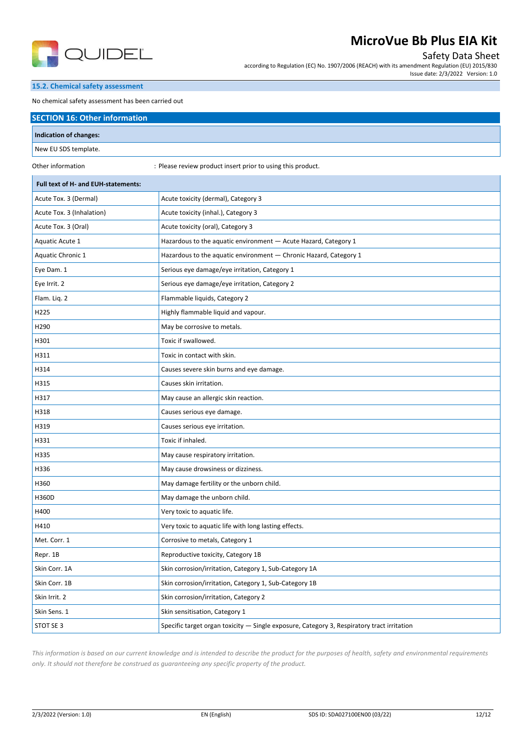### 15.2. Chemical safety assessment

No chemical safety assessment has been carried out

## SECTION 16: Other information

| Indication of changes: |
|---|
| New EU SDS template. |

Other information : Please review product insert prior to using this product.

| Full text of H- and EUH-statements: | |
|---|---|
| Acute Tox. 3 (Dermal) | Acute toxicity (dermal), Category 3 |
| Acute Tox. 3 (Inhalation) | Acute toxicity (inhal.), Category 3 |
| Acute Tox. 3 (Oral) | Acute toxicity (oral), Category 3 |
| Aquatic Acute 1 | Hazardous to the aquatic environment — Acute Hazard, Category 1 |
| Aquatic Chronic 1 | Hazardous to the aquatic environment — Chronic Hazard, Category 1 |
| Eye Dam. 1 | Serious eye damage/eye irritation, Category 1 |
| Eye Irrit. 2 | Serious eye damage/eye irritation, Category 2 |
| Flam. Liq. 2 | Flammable liquids, Category 2 |
| H225 | Highly flammable liquid and vapour. |
| H290 | May be corrosive to metals. |
| H301 | Toxic if swallowed. |
| H311 | Toxic in contact with skin. |
| H314 | Causes severe skin burns and eye damage. |
| H315 | Causes skin irritation. |
| H317 | May cause an allergic skin reaction. |
| H318 | Causes serious eye damage. |
| H319 | Causes serious eye irritation. |
| H331 | Toxic if inhaled. |
| H335 | May cause respiratory irritation. |
| H336 | May cause drowsiness or dizziness. |
| H360 | May damage fertility or the unborn child. |
| H360D | May damage the unborn child. |
| H400 | Very toxic to aquatic life. |
| H410 | Very toxic to aquatic life with long lasting effects. |
| Met. Corr. 1 | Corrosive to metals, Category 1 |
| Repr. 1B | Reproductive toxicity, Category 1B |
| Skin Corr. 1A | Skin corrosion/irritation, Category 1, Sub-Category 1A |
| Skin Corr. 1B | Skin corrosion/irritation, Category 1, Sub-Category 1B |
| Skin Irrit. 2 | Skin corrosion/irritation, Category 2 |
| Skin Sens. 1 | Skin sensitisation, Category 1 |
| STOT SE 3 | Specific target organ toxicity — Single exposure, Category 3, Respiratory tract irritation |

*This information is based on our current knowledge and is intended to describe the product for the purposes of health, safety and environmental requirements only. It should not therefore be construed as guaranteeing any specific property of the product.*